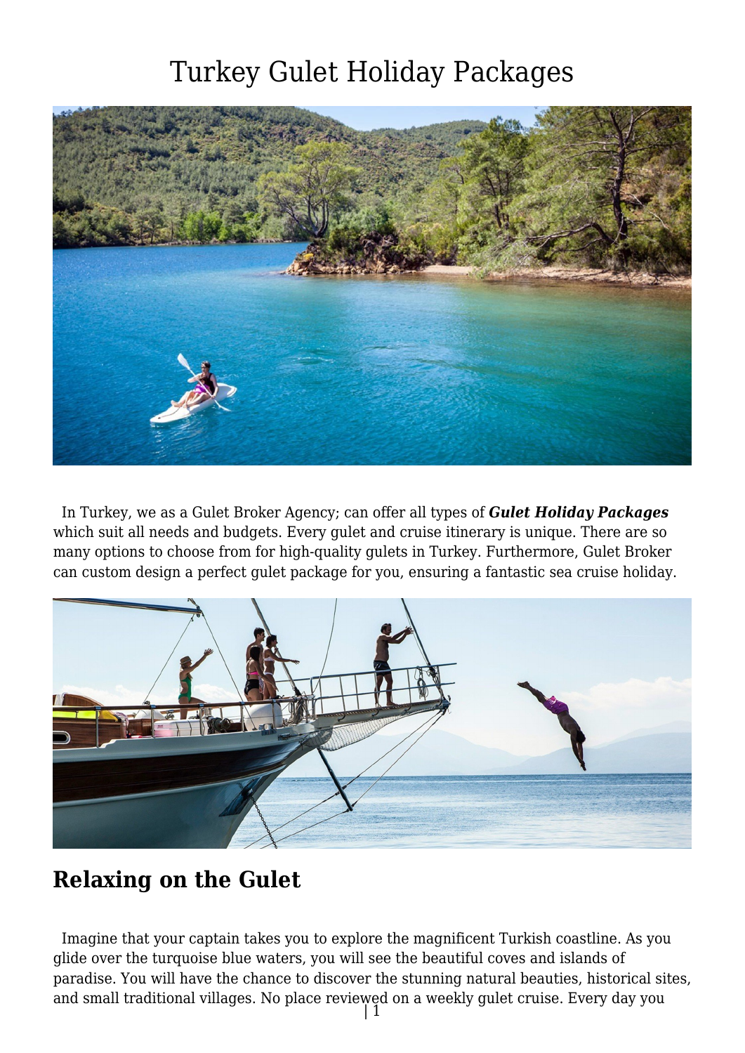# Turkey Gulet Holiday Packages

In Turkey, we as a Gulet Broker Agency; can offer all types of ***Gulet Holiday Packages*** which suit all needs and budgets. Every gulet and cruise itinerary is unique. There are so many options to choose from for high-quality gulets in Turkey. Furthermore, Gulet Broker can custom design a perfect gulet package for you, ensuring a fantastic sea cruise holiday.

## Relaxing on the Gulet

Imagine that your captain takes you to explore the magnificent Turkish coastline. As you glide over the turquoise blue waters, you will see the beautiful coves and islands of paradise. You will have the chance to discover the stunning natural beauties, historical sites, and small traditional villages. No place reviewed on a weekly gulet cruise. Every day you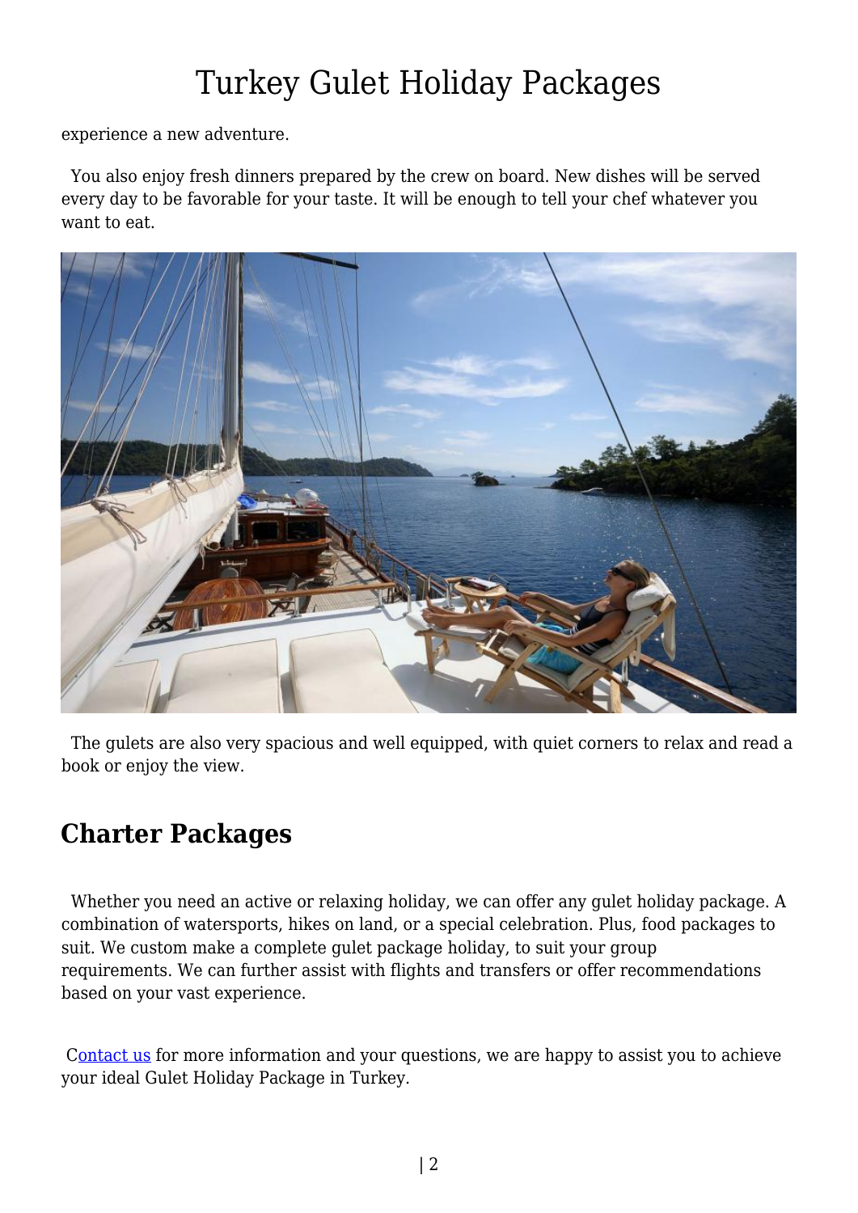experience a new adventure.

You also enjoy fresh dinners prepared by the crew on board. New dishes will be served every day to be favorable for your taste. It will be enough to tell your chef whatever you want to eat.

The gulets are also very spacious and well equipped, with quiet corners to relax and read a book or enjoy the view.

## Charter Packages

Whether you need an active or relaxing holiday, we can offer any gulet holiday package. A combination of watersports, hikes on land, or a special celebration. Plus, food packages to suit. We custom make a complete gulet package holiday, to suit your group requirements. We can further assist with flights and transfers or offer recommendations based on your vast experience.

Contact us for more information and your questions, we are happy to assist you to achieve your ideal Gulet Holiday Package in Turkey.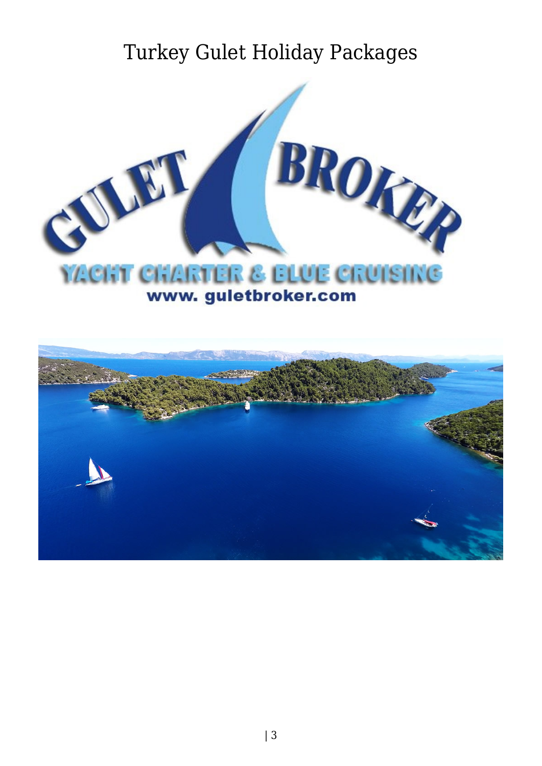# Turkey Gulet Holiday Packages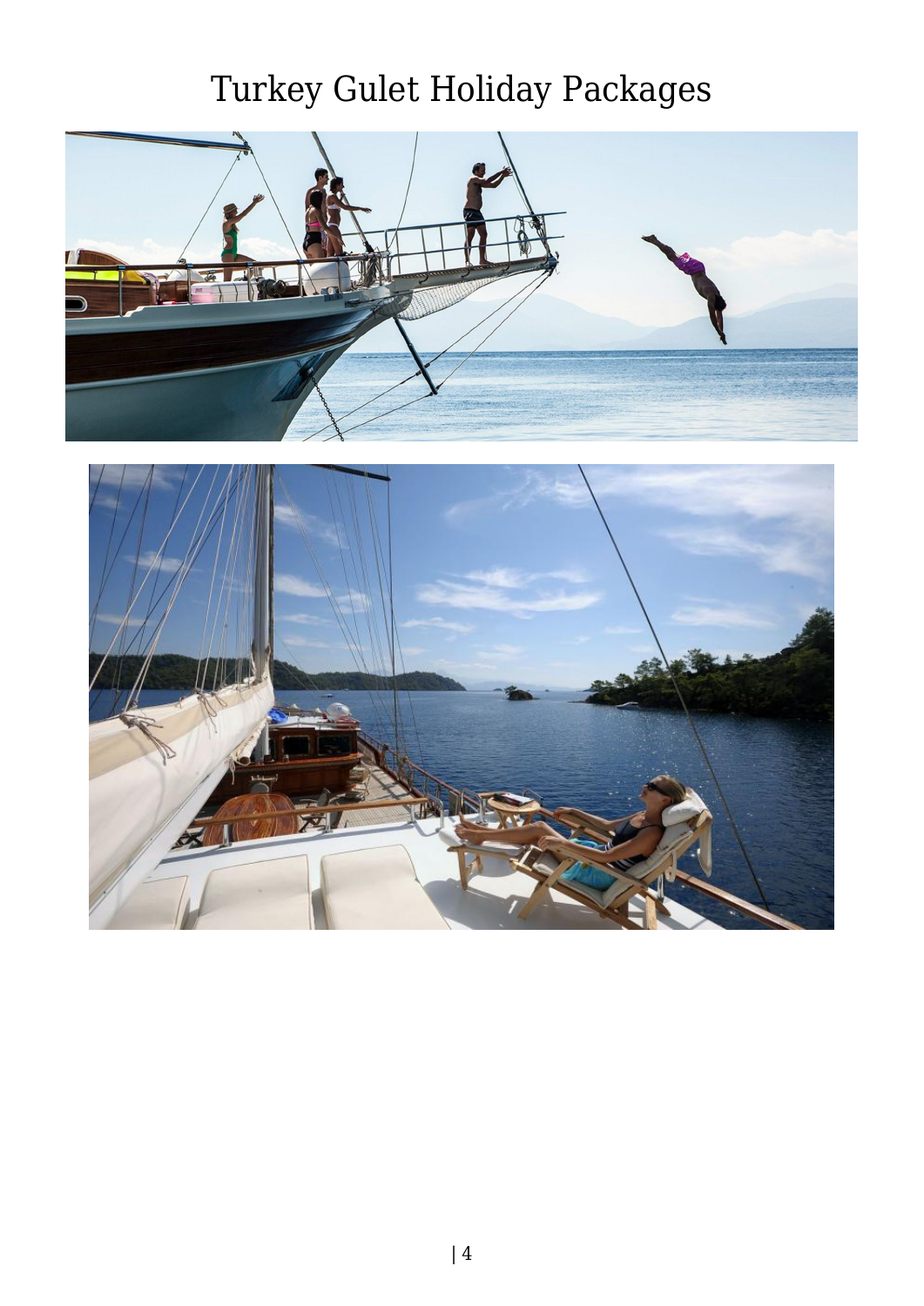# Turkey Gulet Holiday Packages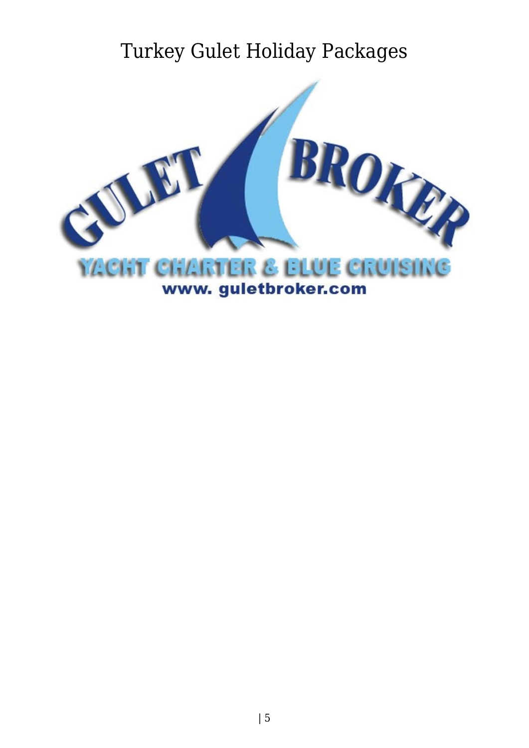Turkey Gulet Holiday Packages

GULET BROKER

YACHT CHARTER & BLUE CRUISING

www. guletbroker.com